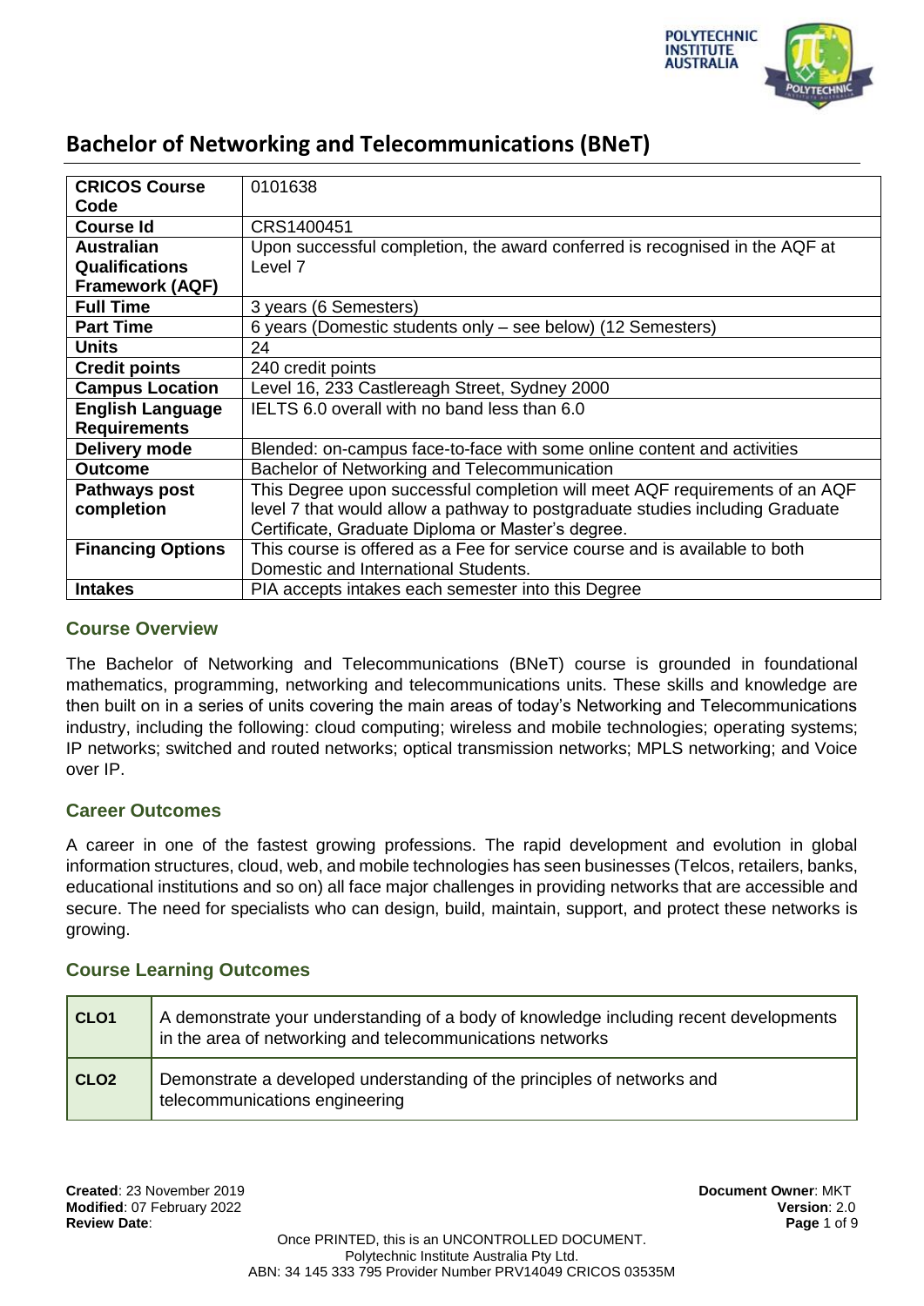# Bachelor of Networking and Telecommunications (BNeT)

| | |
|---|---|
| **CRICOS Course Code** | 0101638 |
| **Course Id** | CRS1400451 |
| **Australian Qualifications Framework (AQF)** | Upon successful completion, the award conferred is recognised in the AQF at Level 7 |
| **Full Time** | 3 years (6 Semesters) |
| **Part Time** | 6 years (Domestic students only – see below) (12 Semesters) |
| **Units** | 24 |
| **Credit points** | 240 credit points |
| **Campus Location** | Level 16, 233 Castlereagh Street, Sydney 2000 |
| **English Language Requirements** | IELTS 6.0 overall with no band less than 6.0 |
| **Delivery mode** | Blended: on-campus face-to-face with some online content and activities |
| **Outcome** | Bachelor of Networking and Telecommunication |
| **Pathways post completion** | This Degree upon successful completion will meet AQF requirements of an AQF level 7 that would allow a pathway to postgraduate studies including Graduate Certificate, Graduate Diploma or Master's degree. |
| **Financing Options** | This course is offered as a Fee for service course and is available to both Domestic and International Students. |
| **Intakes** | PIA accepts intakes each semester into this Degree |

### Course Overview

The Bachelor of Networking and Telecommunications (BNeT) course is grounded in foundational mathematics, programming, networking and telecommunications units. These skills and knowledge are then built on in a series of units covering the main areas of today's Networking and Telecommunications industry, including the following: cloud computing; wireless and mobile technologies; operating systems; IP networks; switched and routed networks; optical transmission networks; MPLS networking; and Voice over IP.

### Career Outcomes

A career in one of the fastest growing professions. The rapid development and evolution in global information structures, cloud, web, and mobile technologies has seen businesses (Telcos, retailers, banks, educational institutions and so on) all face major challenges in providing networks that are accessible and secure. The need for specialists who can design, build, maintain, support, and protect these networks is growing.

### Course Learning Outcomes

| | |
|---|---|
| **CLO1** | A demonstrate your understanding of a body of knowledge including recent developments in the area of networking and telecommunications networks |
| **CLO2** | Demonstrate a developed understanding of the principles of networks and telecommunications engineering |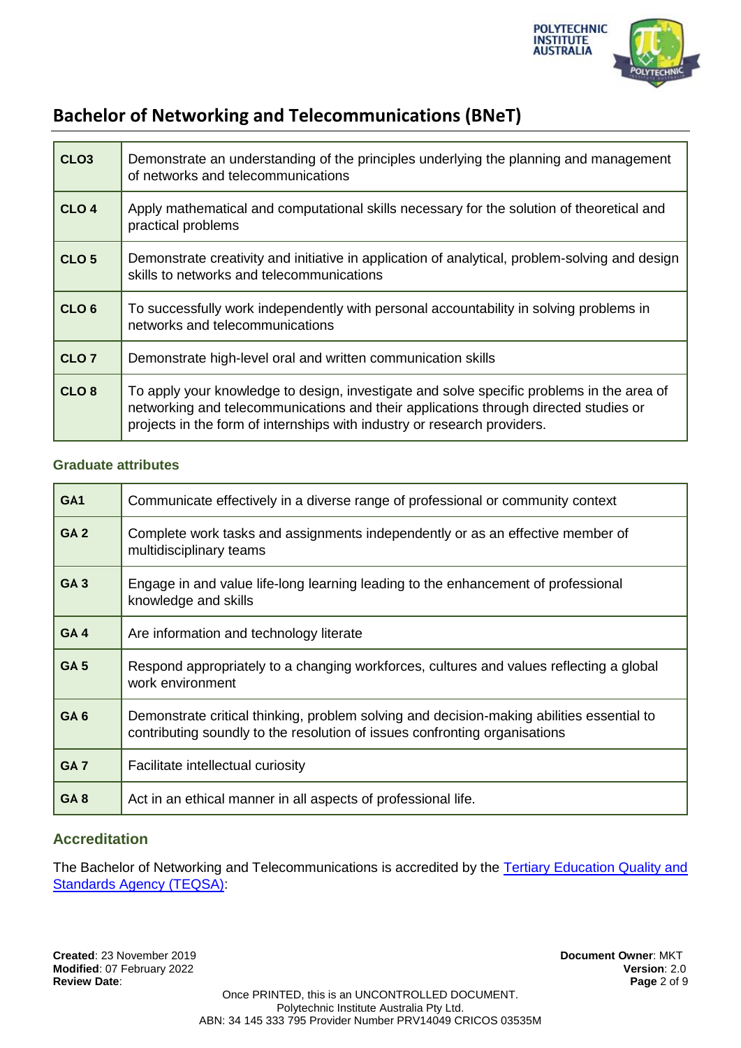# Bachelor of Networking and Telecommunications (BNeT)

| | |
|---|---|
| **CLO3** | Demonstrate an understanding of the principles underlying the planning and management of networks and telecommunications |
| **CLO 4** | Apply mathematical and computational skills necessary for the solution of theoretical and practical problems |
| **CLO 5** | Demonstrate creativity and initiative in application of analytical, problem-solving and design skills to networks and telecommunications |
| **CLO 6** | To successfully work independently with personal accountability in solving problems in networks and telecommunications |
| **CLO 7** | Demonstrate high-level oral and written communication skills |
| **CLO 8** | To apply your knowledge to design, investigate and solve specific problems in the area of networking and telecommunications and their applications through directed studies or projects in the form of internships with industry or research providers. |

### Graduate attributes

| | |
|---|---|
| **GA1** | Communicate effectively in a diverse range of professional or community context |
| **GA 2** | Complete work tasks and assignments independently or as an effective member of multidisciplinary teams |
| **GA 3** | Engage in and value life-long learning leading to the enhancement of professional knowledge and skills |
| **GA 4** | Are information and technology literate |
| **GA 5** | Respond appropriately to a changing workforces, cultures and values reflecting a global work environment |
| **GA 6** | Demonstrate critical thinking, problem solving and decision-making abilities essential to contributing soundly to the resolution of issues confronting organisations |
| **GA 7** | Facilitate intellectual curiosity |
| **GA 8** | Act in an ethical manner in all aspects of professional life. |

## Accreditation

The Bachelor of Networking and Telecommunications is accredited by the Tertiary Education Quality and Standards Agency (TEQSA):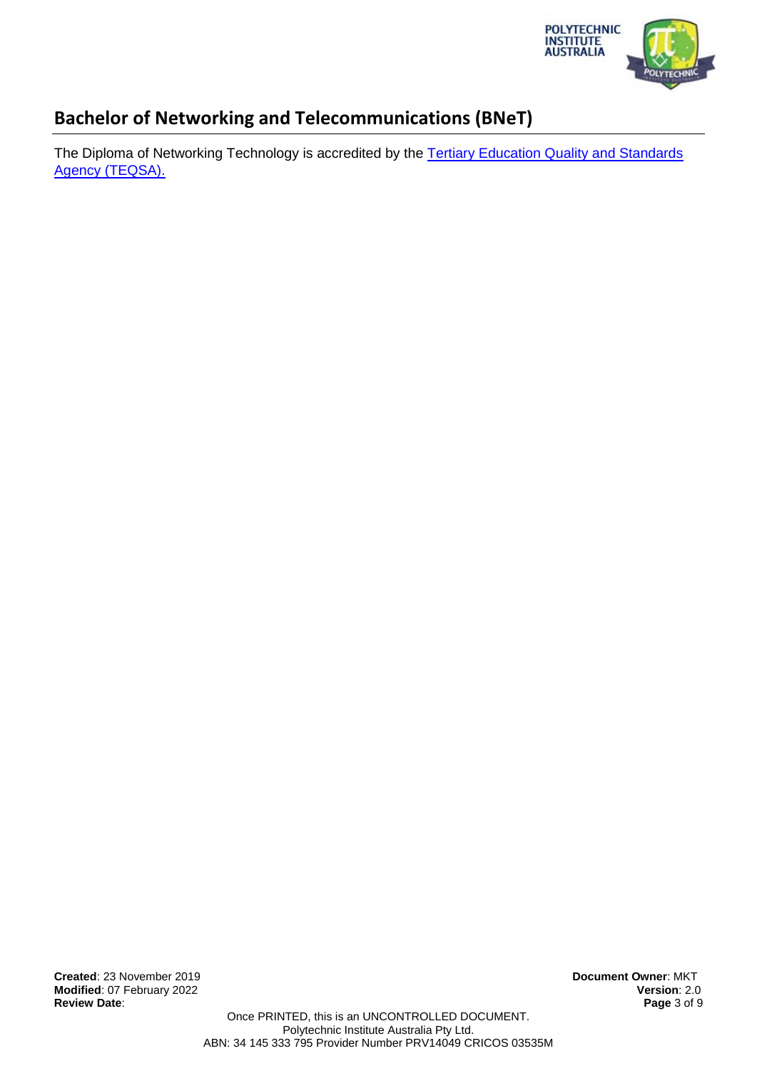## Bachelor of Networking and Telecommunications (BNeT)

The Diploma of Networking Technology is accredited by the [Tertiary Education Quality and Standards Agency (TEQSA).]()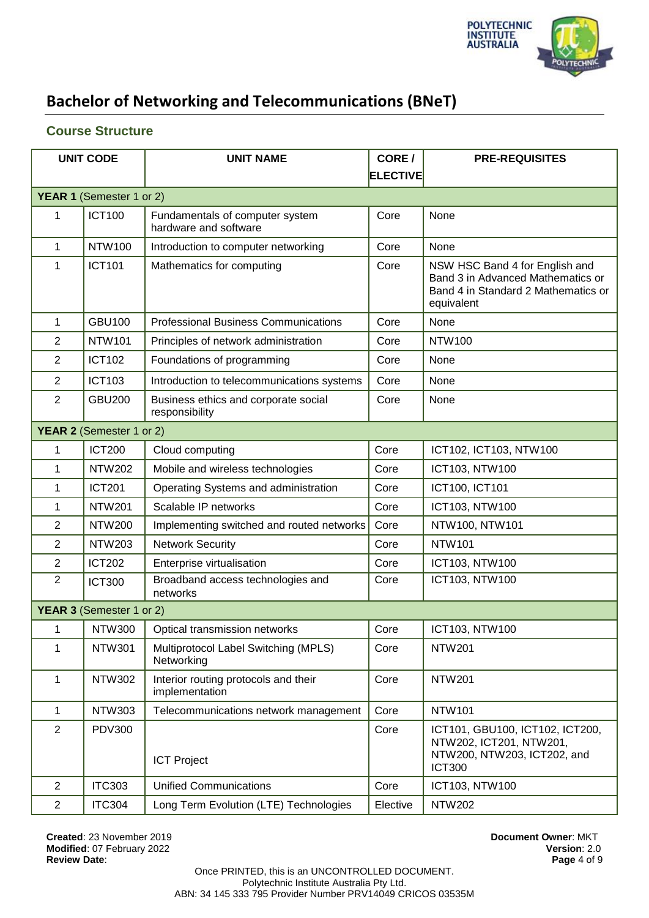# Bachelor of Networking and Telecommunications (BNeT)

## Course Structure

| UNIT CODE | | UNIT NAME | CORE / ELECTIVE | PRE-REQUISITES |
|---|---|---|---|---|
| **YEAR 1** (Semester 1 or 2) | | | | |
| 1 | ICT100 | Fundamentals of computer system hardware and software | Core | None |
| 1 | NTW100 | Introduction to computer networking | Core | None |
| 1 | ICT101 | Mathematics for computing | Core | NSW HSC Band 4 for English and Band 3 in Advanced Mathematics or Band 4 in Standard 2 Mathematics or equivalent |
| 1 | GBU100 | Professional Business Communications | Core | None |
| 2 | NTW101 | Principles of network administration | Core | NTW100 |
| 2 | ICT102 | Foundations of programming | Core | None |
| 2 | ICT103 | Introduction to telecommunications systems | Core | None |
| 2 | GBU200 | Business ethics and corporate social responsibility | Core | None |
| **YEAR 2** (Semester 1 or 2) | | | | |
| 1 | ICT200 | Cloud computing | Core | ICT102, ICT103, NTW100 |
| 1 | NTW202 | Mobile and wireless technologies | Core | ICT103, NTW100 |
| 1 | ICT201 | Operating Systems and administration | Core | ICT100, ICT101 |
| 1 | NTW201 | Scalable IP networks | Core | ICT103, NTW100 |
| 2 | NTW200 | Implementing switched and routed networks | Core | NTW100, NTW101 |
| 2 | NTW203 | Network Security | Core | NTW101 |
| 2 | ICT202 | Enterprise virtualisation | Core | ICT103, NTW100 |
| 2 | ICT300 | Broadband access technologies and networks | Core | ICT103, NTW100 |
| **YEAR 3** (Semester 1 or 2) | | | | |
| 1 | NTW300 | Optical transmission networks | Core | ICT103, NTW100 |
| 1 | NTW301 | Multiprotocol Label Switching (MPLS) Networking | Core | NTW201 |
| 1 | NTW302 | Interior routing protocols and their implementation | Core | NTW201 |
| 1 | NTW303 | Telecommunications network management | Core | NTW101 |
| 2 | PDV300 | ICT Project | Core | ICT101, GBU100, ICT102, ICT200, NTW202, ICT201, NTW201, NTW200, NTW203, ICT202, and ICT300 |
| 2 | ITC303 | Unified Communications | Core | ICT103, NTW100 |
| 2 | ITC304 | Long Term Evolution (LTE) Technologies | Elective | NTW202 |

**Created**: 23 November 2019
**Modified**: 07 February 2022
**Review Date**:

**Document Owner**: MKT
**Version**: 2.0

Once PRINTED, this is an UNCONTROLLED DOCUMENT.
Polytechnic Institute Australia Pty Ltd.
ABN: 34 145 333 795 Provider Number PRV14049 CRICOS 03535M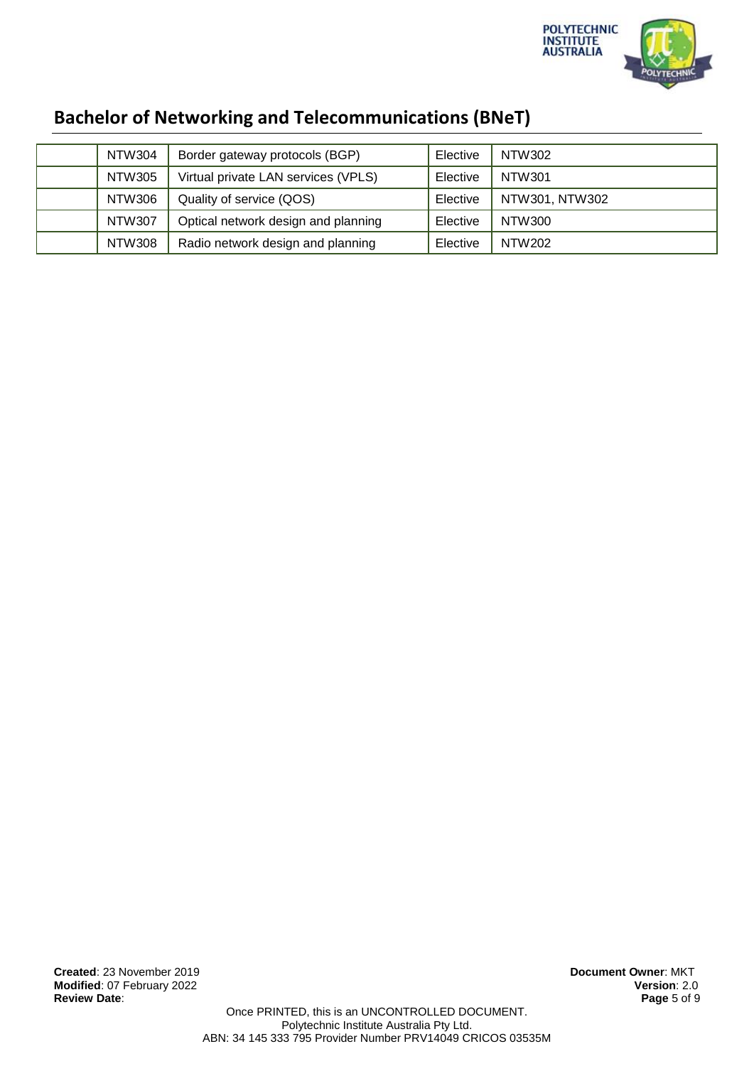| | | | | |
|---|---|---|---|---|
| | NTW304 | Border gateway protocols (BGP) | Elective | NTW302 |
| | NTW305 | Virtual private LAN services (VPLS) | Elective | NTW301 |
| | NTW306 | Quality of service (QOS) | Elective | NTW301, NTW302 |
| | NTW307 | Optical network design and planning | Elective | NTW300 |
| | NTW308 | Radio network design and planning | Elective | NTW202 |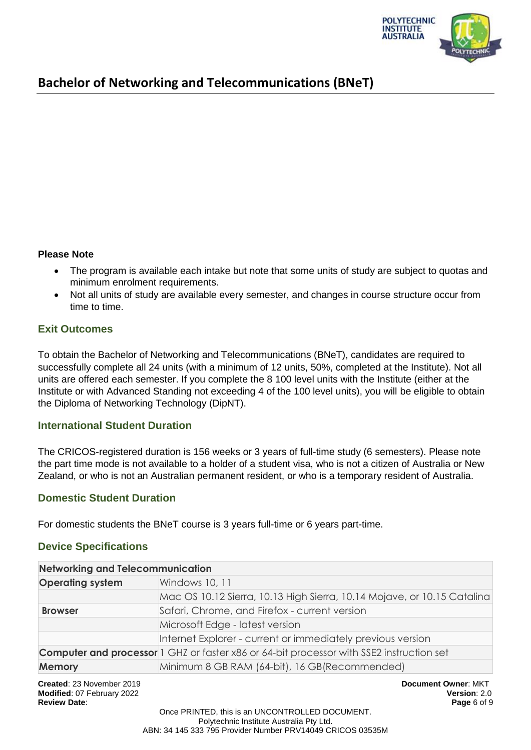# Bachelor of Networking and Telecommunications (BNeT)

**Please Note**

- The program is available each intake but note that some units of study are subject to quotas and minimum enrolment requirements.
- Not all units of study are available every semester, and changes in course structure occur from time to time.

## Exit Outcomes

To obtain the Bachelor of Networking and Telecommunications (BNeT), candidates are required to successfully complete all 24 units (with a minimum of 12 units, 50%, completed at the Institute). Not all units are offered each semester. If you complete the 8 100 level units with the Institute (either at the Institute or with Advanced Standing not exceeding 4 of the 100 level units), you will be eligible to obtain the Diploma of Networking Technology (DipNT).

## International Student Duration

The CRICOS-registered duration is 156 weeks or 3 years of full-time study (6 semesters). Please note the part time mode is not available to a holder of a student visa, who is not a citizen of Australia or New Zealand, or who is not an Australian permanent resident, or who is a temporary resident of Australia.

## Domestic Student Duration

For domestic students the BNeT course is 3 years full-time or 6 years part-time.

## Device Specifications

| Networking and Telecommunication | |
|---|---|
| **Operating system** | Windows 10, 11 |
| | Mac OS 10.12 Sierra, 10.13 High Sierra, 10.14 Mojave, or 10.15 Catalina |
| **Browser** | Safari, Chrome, and Firefox - current version |
| | Microsoft Edge - latest version |
| | Internet Explorer - current or immediately previous version |
| **Computer and processor** | 1 GHZ or faster x86 or 64-bit processor with SSE2 instruction set |
| **Memory** | Minimum 8 GB RAM (64-bit), 16 GB(Recommended) |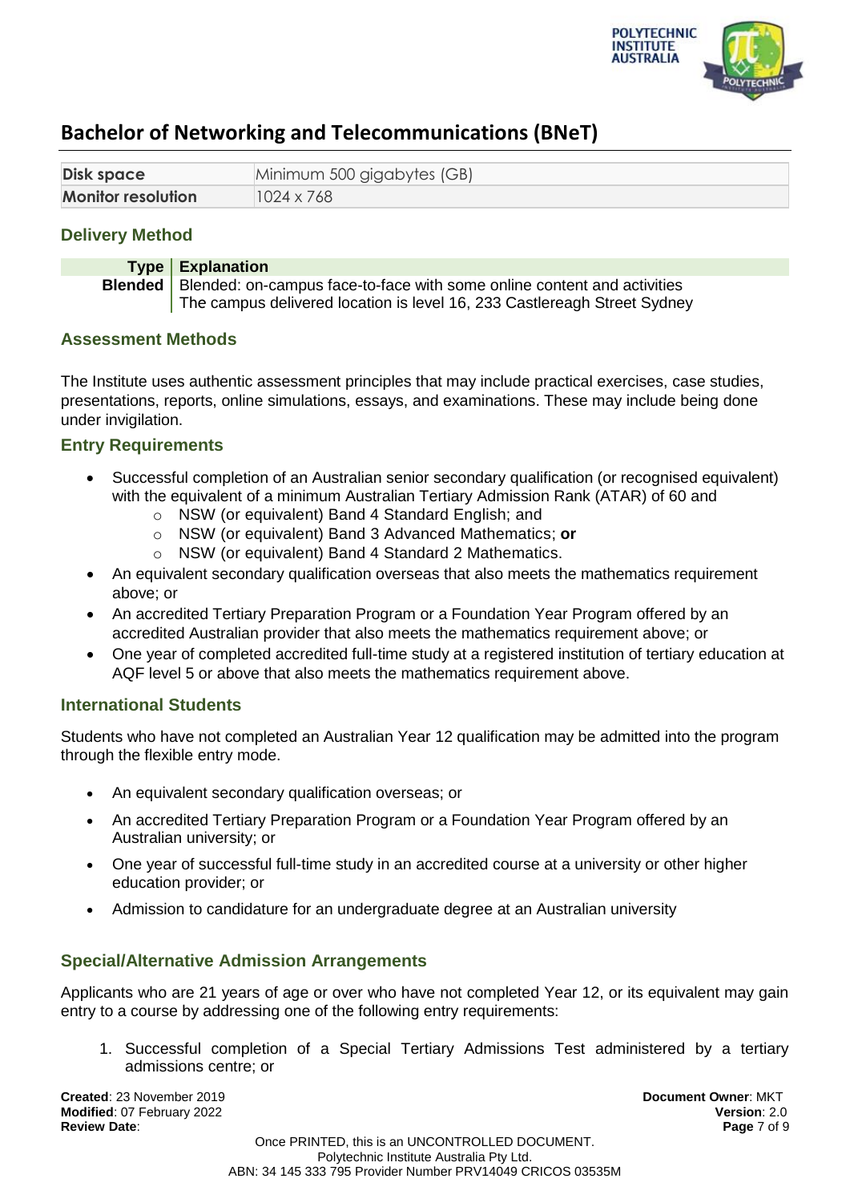## Bachelor of Networking and Telecommunications (BNeT)

| Disk space | Minimum 500 gigabytes (GB) |
|---|---|
| Monitor resolution | 1024 x 768 |

### Delivery Method

| Type | Explanation |
|---|---|
| **Blended** | Blended: on-campus face-to-face with some online content and activities<br>The campus delivered location is level 16, 233 Castlereagh Street Sydney |

### Assessment Methods

The Institute uses authentic assessment principles that may include practical exercises, case studies, presentations, reports, online simulations, essays, and examinations. These may include being done under invigilation.

### Entry Requirements

- Successful completion of an Australian senior secondary qualification (or recognised equivalent) with the equivalent of a minimum Australian Tertiary Admission Rank (ATAR) of 60 and
  - NSW (or equivalent) Band 4 Standard English; and
  - NSW (or equivalent) Band 3 Advanced Mathematics; **or**
  - NSW (or equivalent) Band 4 Standard 2 Mathematics.
- An equivalent secondary qualification overseas that also meets the mathematics requirement above; or
- An accredited Tertiary Preparation Program or a Foundation Year Program offered by an accredited Australian provider that also meets the mathematics requirement above; or
- One year of completed accredited full-time study at a registered institution of tertiary education at AQF level 5 or above that also meets the mathematics requirement above.

### International Students

Students who have not completed an Australian Year 12 qualification may be admitted into the program through the flexible entry mode.

- An equivalent secondary qualification overseas; or
- An accredited Tertiary Preparation Program or a Foundation Year Program offered by an Australian university; or
- One year of successful full-time study in an accredited course at a university or other higher education provider; or
- Admission to candidature for an undergraduate degree at an Australian university

### Special/Alternative Admission Arrangements

Applicants who are 21 years of age or over who have not completed Year 12, or its equivalent may gain entry to a course by addressing one of the following entry requirements:

1. Successful completion of a Special Tertiary Admissions Test administered by a tertiary admissions centre; or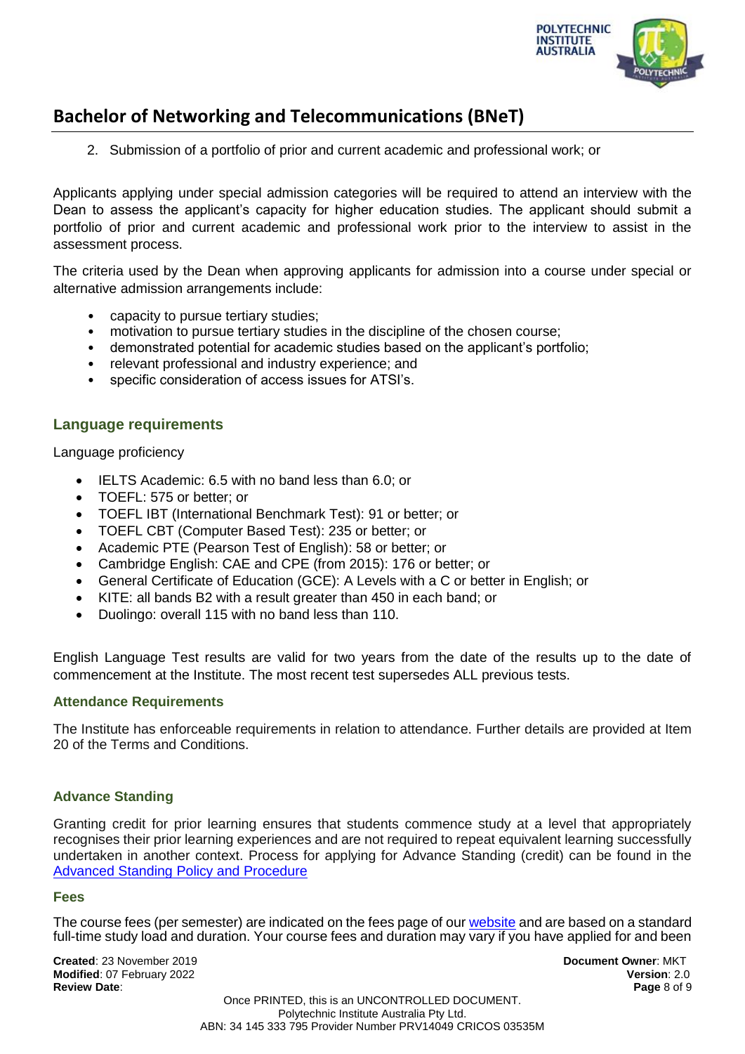2. Submission of a portfolio of prior and current academic and professional work; or

Applicants applying under special admission categories will be required to attend an interview with the Dean to assess the applicant's capacity for higher education studies. The applicant should submit a portfolio of prior and current academic and professional work prior to the interview to assist in the assessment process.

The criteria used by the Dean when approving applicants for admission into a course under special or alternative admission arrangements include:

- capacity to pursue tertiary studies;
- motivation to pursue tertiary studies in the discipline of the chosen course;
- demonstrated potential for academic studies based on the applicant's portfolio;
- relevant professional and industry experience; and
- specific consideration of access issues for ATSI's.

### Language requirements

Language proficiency

- IELTS Academic: 6.5 with no band less than 6.0; or
- TOEFL: 575 or better; or
- TOEFL IBT (International Benchmark Test): 91 or better; or
- TOEFL CBT (Computer Based Test): 235 or better; or
- Academic PTE (Pearson Test of English): 58 or better; or
- Cambridge English: CAE and CPE (from 2015): 176 or better; or
- General Certificate of Education (GCE): A Levels with a C or better in English; or
- KITE: all bands B2 with a result greater than 450 in each band; or
- Duolingo: overall 115 with no band less than 110.

English Language Test results are valid for two years from the date of the results up to the date of commencement at the Institute. The most recent test supersedes ALL previous tests.

#### Attendance Requirements

The Institute has enforceable requirements in relation to attendance. Further details are provided at Item 20 of the Terms and Conditions.

#### Advance Standing

Granting credit for prior learning ensures that students commence study at a level that appropriately recognises their prior learning experiences and are not required to repeat equivalent learning successfully undertaken in another context. Process for applying for Advance Standing (credit) can be found in the Advanced Standing Policy and Procedure

#### Fees

The course fees (per semester) are indicated on the fees page of our website and are based on a standard full-time study load and duration. Your course fees and duration may vary if you have applied for and been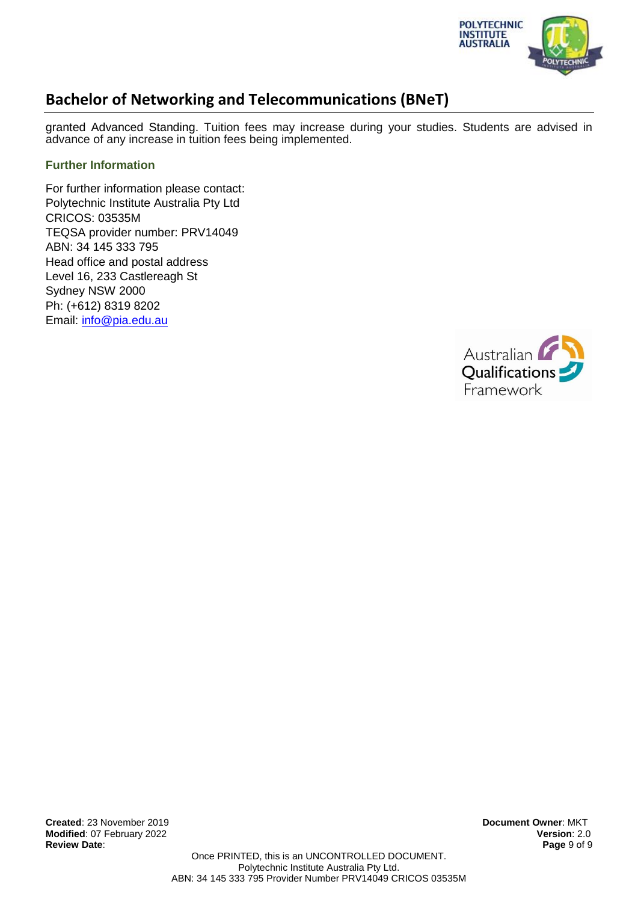granted Advanced Standing. Tuition fees may increase during your studies. Students are advised in advance of any increase in tuition fees being implemented.

### Further Information

For further information please contact:
Polytechnic Institute Australia Pty Ltd
CRICOS: 03535M
TEQSA provider number: PRV14049
ABN: 34 145 333 795
Head office and postal address
Level 16, 233 Castlereagh St
Sydney NSW 2000
Ph: (+612) 8319 8202
Email: [info@pia.edu.au](mailto:info@pia.edu.au)